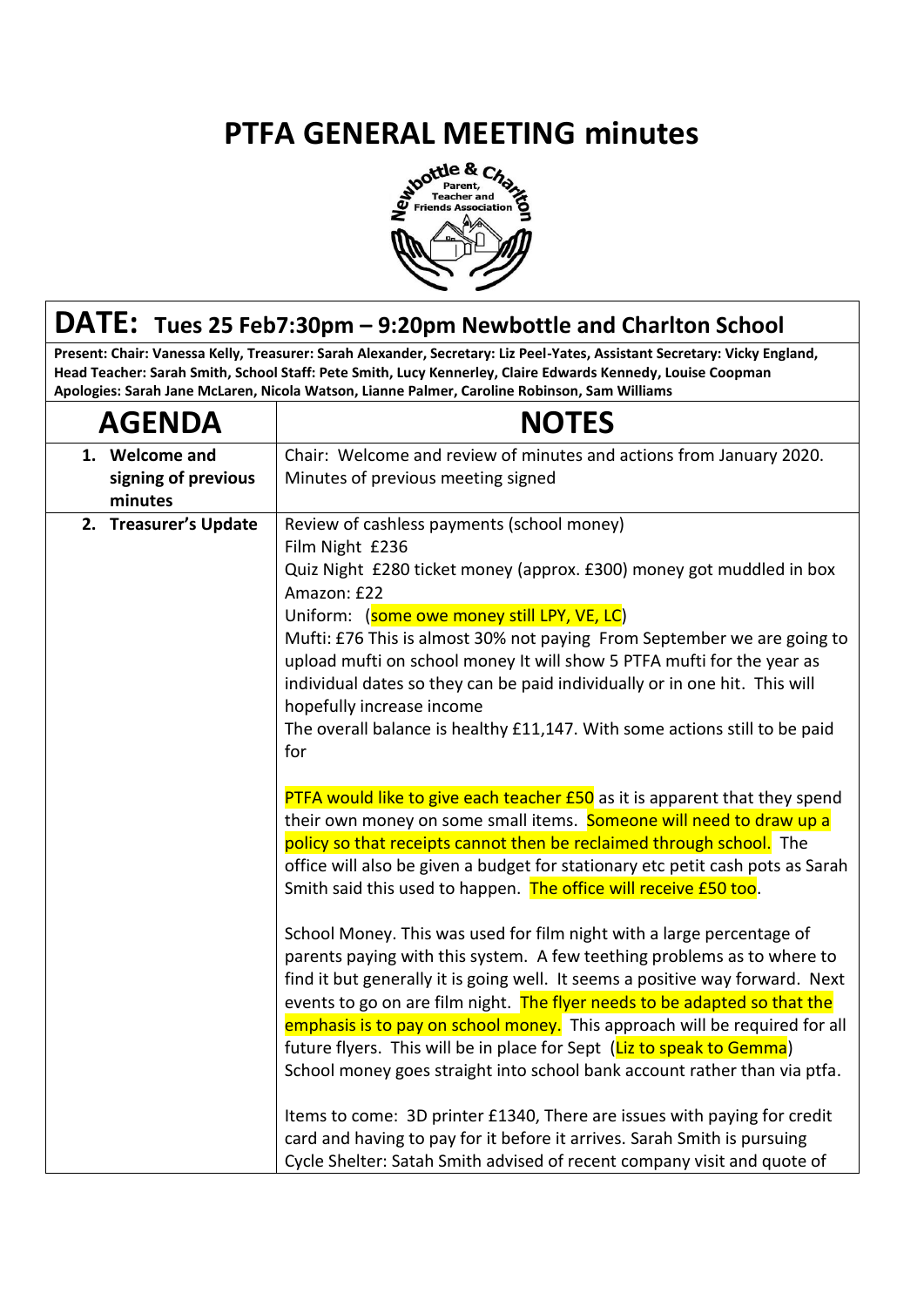# PTFA GENERAL MEETING minutes

## DATE: Tues 25 Feb7:30pm – 9:20pm Newbottle and Charlton School

**Present: Chair: Vanessa Kelly, Treasurer: Sarah Alexander, Secretary: Liz Peel-Yates, Assistant Secretary: Vicky England, Head Teacher: Sarah Smith, School Staff: Pete Smith, Lucy Kennerley, Claire Edwards Kennedy, Louise Coopman**
**Apologies: Sarah Jane McLaren, Nicola Watson, Lianne Palmer, Caroline Robinson, Sam Williams**

| AGENDA | NOTES |
| --- | --- |
| **1. Welcome and signing of previous minutes** | Chair: Welcome and review of minutes and actions from January 2020.<br>Minutes of previous meeting signed |
| **2. Treasurer's Update** | Review of cashless payments (school money)<br>Film Night £236<br>Quiz Night £280 ticket money (approx. £300) money got muddled in box<br>Amazon: £22<br>Uniform: (some owe money still LPY, VE, LC)<br>Mufti: £76 This is almost 30% not paying From September we are going to upload mufti on school money It will show 5 PTFA mufti for the year as individual dates so they can be paid individually or in one hit. This will hopefully increase income<br>The overall balance is healthy £11,147. With some actions still to be paid for<br><br>PTFA would like to give each teacher £50 as it is apparent that they spend their own money on some small items. Someone will need to draw up a policy so that receipts cannot then be reclaimed through school. The office will also be given a budget for stationary etc petit cash pots as Sarah Smith said this used to happen. The office will receive £50 too.<br><br>School Money. This was used for film night with a large percentage of parents paying with this system. A few teething problems as to where to find it but generally it is going well. It seems a positive way forward. Next events to go on are film night. The flyer needs to be adapted so that the emphasis is to pay on school money. This approach will be required for all future flyers. This will be in place for Sept (Liz to speak to Gemma)<br>School money goes straight into school bank account rather than via ptfa.<br><br>Items to come: 3D printer £1340, There are issues with paying for credit card and having to pay for it before it arrives. Sarah Smith is pursuing<br>Cycle Shelter: Satah Smith advised of recent company visit and quote of |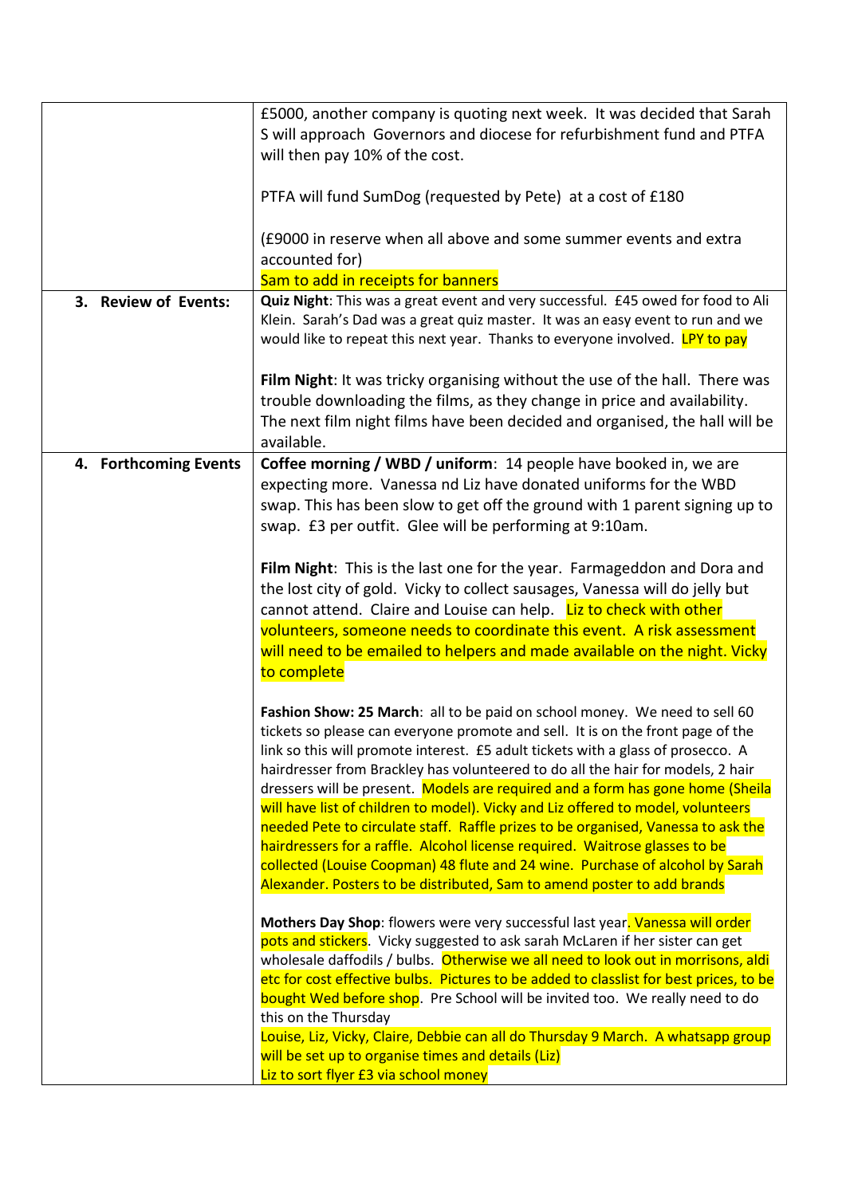| | |
|---|---|
| | £5000, another company is quoting next week. It was decided that Sarah S will approach Governors and diocese for refurbishment fund and PTFA will then pay 10% of the cost.<br><br>PTFA will fund SumDog (requested by Pete) at a cost of £180<br><br>(£9000 in reserve when all above and some summer events and extra accounted for)<br>Sam to add in receipts for banners |
| **3. Review of Events:** | **Quiz Night**: This was a great event and very successful. £45 owed for food to Ali Klein. Sarah's Dad was a great quiz master. It was an easy event to run and we would like to repeat this next year. Thanks to everyone involved. LPY to pay<br><br>**Film Night**: It was tricky organising without the use of the hall. There was trouble downloading the films, as they change in price and availability. The next film night films have been decided and organised, the hall will be available. |
| **4. Forthcoming Events** | **Coffee morning / WBD / uniform**: 14 people have booked in, we are expecting more. Vanessa nd Liz have donated uniforms for the WBD swap. This has been slow to get off the ground with 1 parent signing up to swap. £3 per outfit. Glee will be performing at 9:10am.<br><br>**Film Night**: This is the last one for the year. Farmageddon and Dora and the lost city of gold. Vicky to collect sausages, Vanessa will do jelly but cannot attend. Claire and Louise can help. Liz to check with other volunteers, someone needs to coordinate this event. A risk assessment will need to be emailed to helpers and made available on the night. Vicky to complete<br><br>**Fashion Show: 25 March**: all to be paid on school money. We need to sell 60 tickets so please can everyone promote and sell. It is on the front page of the link so this will promote interest. £5 adult tickets with a glass of prosecco. A hairdresser from Brackley has volunteered to do all the hair for models, 2 hair dressers will be present. Models are required and a form has gone home (Sheila will have list of children to model). Vicky and Liz offered to model, volunteers needed Pete to circulate staff. Raffle prizes to be organised, Vanessa to ask the hairdressers for a raffle. Alcohol license required. Waitrose glasses to be collected (Louise Coopman) 48 flute and 24 wine. Purchase of alcohol by Sarah Alexander. Posters to be distributed, Sam to amend poster to add brands<br><br>**Mothers Day Shop**: flowers were very successful last year. Vanessa will order pots and stickers. Vicky suggested to ask sarah McLaren if her sister can get wholesale daffodils / bulbs. Otherwise we all need to look out in morrisons, aldi etc for cost effective bulbs. Pictures to be added to classlist for best prices, to be bought Wed before shop. Pre School will be invited too. We really need to do this on the Thursday<br>Louise, Liz, Vicky, Claire, Debbie can all do Thursday 9 March. A whatsapp group will be set up to organise times and details (Liz)<br>Liz to sort flyer £3 via school money |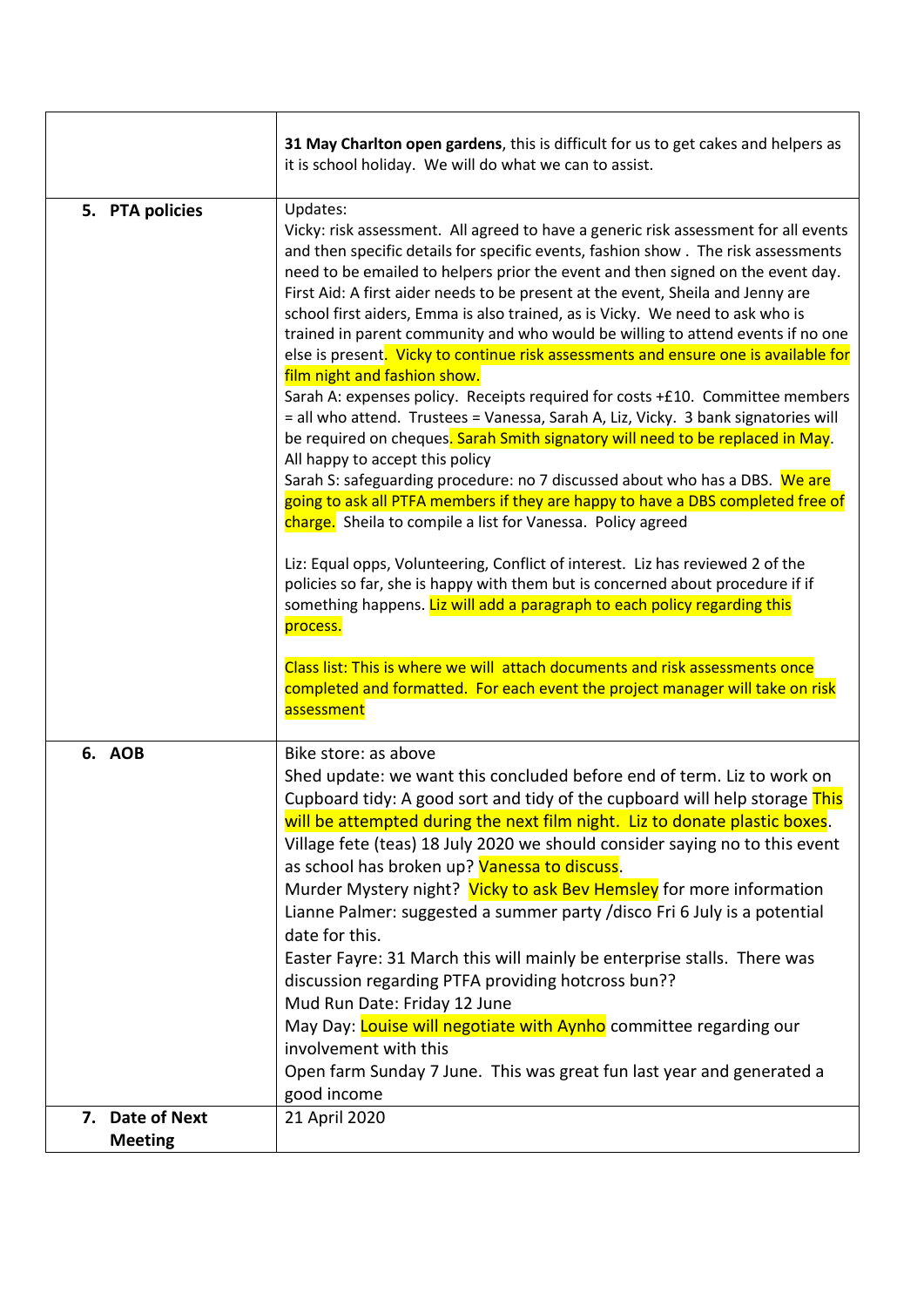| | |
|---|---|
| | **31 May Charlton open gardens**, this is difficult for us to get cakes and helpers as it is school holiday. We will do what we can to assist. |
| **5. PTA policies** | Updates:<br>Vicky: risk assessment. All agreed to have a generic risk assessment for all events and then specific details for specific events, fashion show . The risk assessments need to be emailed to helpers prior the event and then signed on the event day.<br>First Aid: A first aider needs to be present at the event, Sheila and Jenny are school first aiders, Emma is also trained, as is Vicky. We need to ask who is trained in parent community and who would be willing to attend events if no one else is present. Vicky to continue risk assessments and ensure one is available for film night and fashion show.<br>Sarah A: expenses policy. Receipts required for costs +£10. Committee members = all who attend. Trustees = Vanessa, Sarah A, Liz, Vicky. 3 bank signatories will be required on cheques. Sarah Smith signatory will need to be replaced in May. All happy to accept this policy<br>Sarah S: safeguarding procedure: no 7 discussed about who has a DBS. We are going to ask all PTFA members if they are happy to have a DBS completed free of charge. Sheila to compile a list for Vanessa. Policy agreed<br><br>Liz: Equal opps, Volunteering, Conflict of interest. Liz has reviewed 2 of the policies so far, she is happy with them but is concerned about procedure if if something happens. Liz will add a paragraph to each policy regarding this process.<br><br>Class list: This is where we will attach documents and risk assessments once completed and formatted. For each event the project manager will take on risk assessment |
| **6. AOB** | Bike store: as above<br>Shed update: we want this concluded before end of term. Liz to work on<br>Cupboard tidy: A good sort and tidy of the cupboard will help storage This will be attempted during the next film night. Liz to donate plastic boxes.<br>Village fete (teas) 18 July 2020 we should consider saying no to this event as school has broken up? Vanessa to discuss.<br>Murder Mystery night? Vicky to ask Bev Hemsley for more information<br>Lianne Palmer: suggested a summer party /disco Fri 6 July is a potential date for this.<br>Easter Fayre: 31 March this will mainly be enterprise stalls. There was discussion regarding PTFA providing hotcross bun??<br>Mud Run Date: Friday 12 June<br>May Day: Louise will negotiate with Aynho committee regarding our involvement with this<br>Open farm Sunday 7 June. This was great fun last year and generated a good income |
| **7. Date of Next Meeting** | 21 April 2020 |